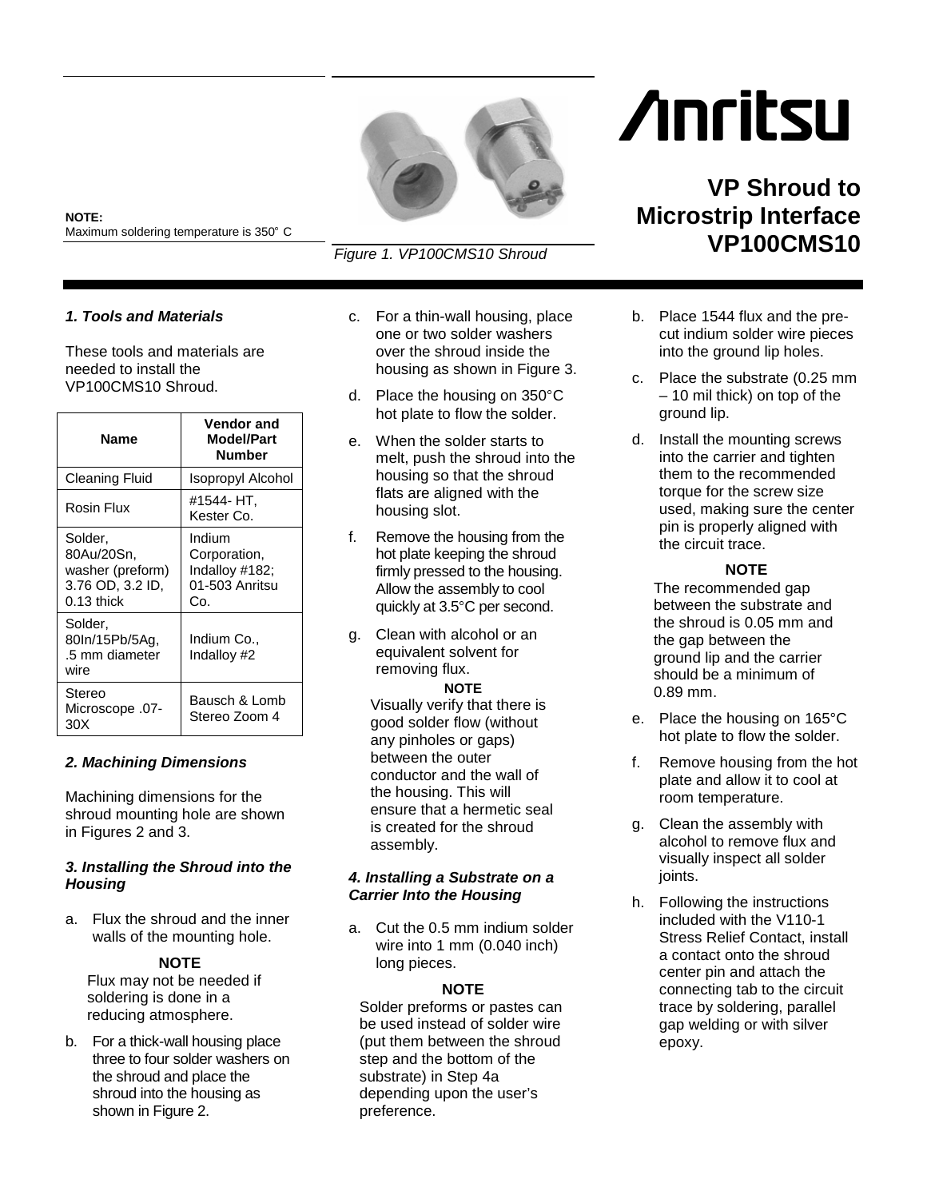# VP Shroud to Microstrip Interface VP100CMS10

Anritsu

**NOTE:**
Maximum soldering temperature is 350° C

*Figure 1. VP100CMS10 Shroud*

### *1. Tools and Materials*

These tools and materials are needed to install the VP100CMS10 Shroud.

| Name | Vendor and Model/Part Number |
|---|---|
| Cleaning Fluid | Isopropyl Alcohol |
| Rosin Flux | #1544- HT, Kester Co. |
| Solder, 80Au/20Sn, washer (preform) 3.76 OD, 3.2 ID, 0.13 thick | Indium Corporation, Indalloy #182; 01-503 Anritsu Co. |
| Solder, 80In/15Pb/5Ag, .5 mm diameter wire | Indium Co., Indalloy #2 |
| Stereo Microscope .07-30X | Bausch & Lomb Stereo Zoom 4 |

### *2. Machining Dimensions*

Machining dimensions for the shroud mounting hole are shown in Figures 2 and 3.

### *3. Installing the Shroud into the Housing*

a. Flux the shroud and the inner walls of the mounting hole.

**NOTE**

Flux may not be needed if soldering is done in a reducing atmosphere.

b. For a thick-wall housing place three to four solder washers on the shroud and place the shroud into the housing as shown in Figure 2.

c. For a thin-wall housing, place one or two solder washers over the shroud inside the housing as shown in Figure 3.

d. Place the housing on 350°C hot plate to flow the solder.

e. When the solder starts to melt, push the shroud into the housing so that the shroud flats are aligned with the housing slot.

f. Remove the housing from the hot plate keeping the shroud firmly pressed to the housing. Allow the assembly to cool quickly at 3.5°C per second.

g. Clean with alcohol or an equivalent solvent for removing flux.

**NOTE**

Visually verify that there is good solder flow (without any pinholes or gaps) between the outer conductor and the wall of the housing. This will ensure that a hermetic seal is created for the shroud assembly.

### *4. Installing a Substrate on a Carrier Into the Housing*

a. Cut the 0.5 mm indium solder wire into 1 mm (0.040 inch) long pieces.

**NOTE**

Solder preforms or pastes can be used instead of solder wire (put them between the shroud step and the bottom of the substrate) in Step 4a depending upon the user's preference.

b. Place 1544 flux and the pre-cut indium solder wire pieces into the ground lip holes.

c. Place the substrate (0.25 mm – 10 mil thick) on top of the ground lip.

d. Install the mounting screws into the carrier and tighten them to the recommended torque for the screw size used, making sure the center pin is properly aligned with the circuit trace.

**NOTE**

The recommended gap between the substrate and the shroud is 0.05 mm and the gap between the ground lip and the carrier should be a minimum of 0.89 mm.

e. Place the housing on 165°C hot plate to flow the solder.

f. Remove housing from the hot plate and allow it to cool at room temperature.

g. Clean the assembly with alcohol to remove flux and visually inspect all solder joints.

h. Following the instructions included with the V110-1 Stress Relief Contact, install a contact onto the shroud center pin and attach the connecting tab to the circuit trace by soldering, parallel gap welding or with silver epoxy.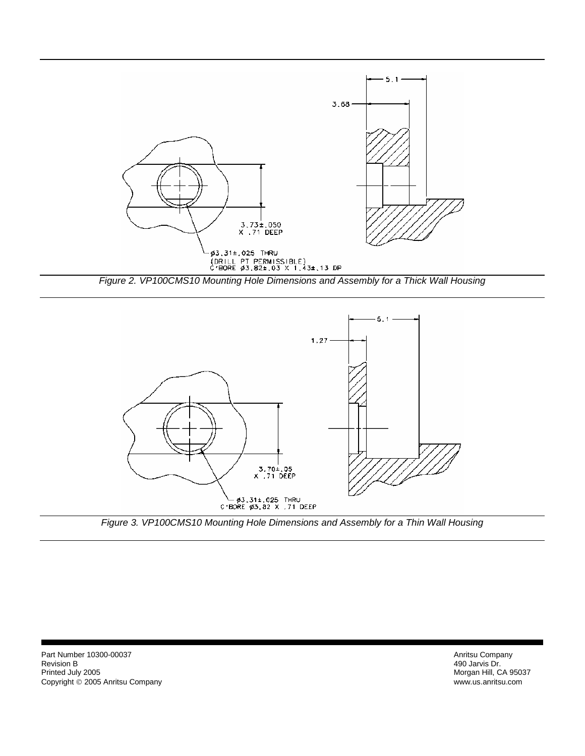5.1

3.68

3.73±.050
X .71 DEEP

ø3.31±.025 THRU
(DRILL PT PERMISSIBLE)
C'BORE ø3.82±.03 X 1.43±.13 DP

*Figure 2. VP100CMS10 Mounting Hole Dimensions and Assembly for a Thick Wall Housing*

5.1

1.27

3.70±.05
X .71 DEEP

ø3.31±.025 THRU
C'BORE ø3.82 X .71 DEEP

*Figure 3. VP100CMS10 Mounting Hole Dimensions and Assembly for a Thin Wall Housing*

Part Number 10300-00037
Revision B
Printed July 2005
Copyright © 2005 Anritsu Company

Anritsu Company
490 Jarvis Dr.
Morgan Hill, CA 95037
www.us.anritsu.com